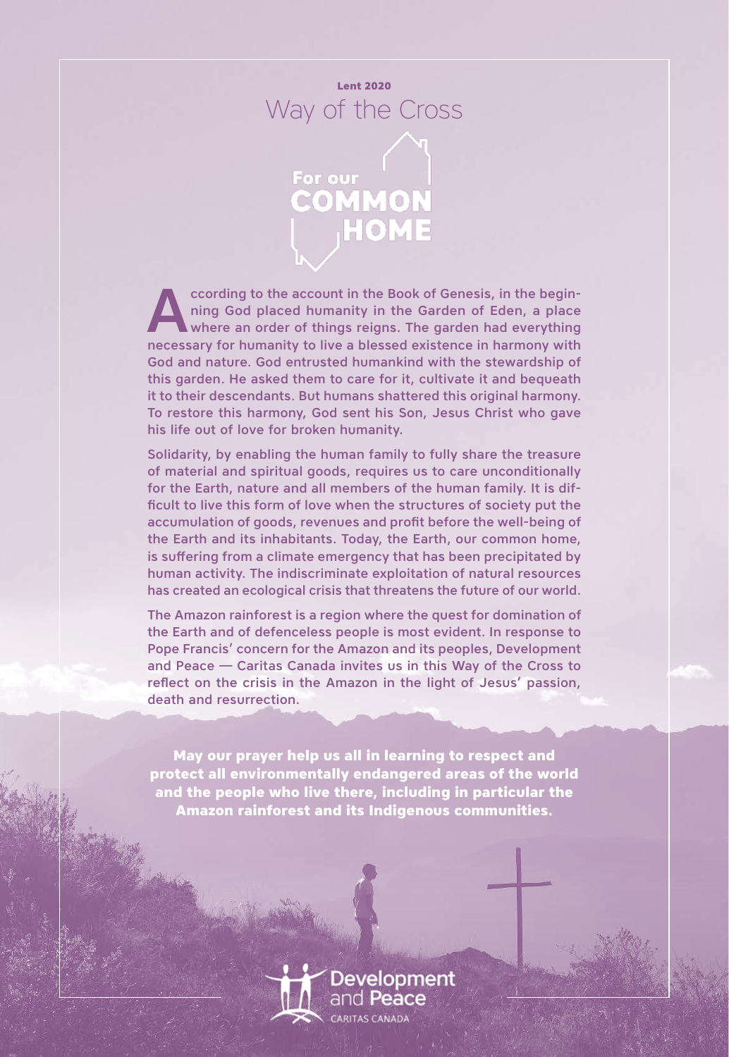**Lent 2020**

# Way of the Cross

## For our COMMON HOME

According to the account in the Book of Genesis, in the beginning God placed humanity in the Garden of Eden, a place where an order of things reigns. The garden had everything necessary for humanity to live a blessed existence in harmony with God and nature. God entrusted humankind with the stewardship of this garden. He asked them to care for it, cultivate it and bequeath it to their descendants. But humans shattered this original harmony. To restore this harmony, God sent his Son, Jesus Christ who gave his life out of love for broken humanity.

Solidarity, by enabling the human family to fully share the treasure of material and spiritual goods, requires us to care unconditionally for the Earth, nature and all members of the human family. It is difficult to live this form of love when the structures of society put the accumulation of goods, revenues and profit before the well-being of the Earth and its inhabitants. Today, the Earth, our common home, is suffering from a climate emergency that has been precipitated by human activity. The indiscriminate exploitation of natural resources has created an ecological crisis that threatens the future of our world.

The Amazon rainforest is a region where the quest for domination of the Earth and of defenceless people is most evident. In response to Pope Francis' concern for the Amazon and its peoples, Development and Peace — Caritas Canada invites us in this Way of the Cross to reflect on the crisis in the Amazon in the light of Jesus' passion, death and resurrection.

**May our prayer help us all in learning to respect and protect all environmentally endangered areas of the world and the people who live there, including in particular the Amazon rainforest and its Indigenous communities.**

Development and Peace
CARITAS CANADA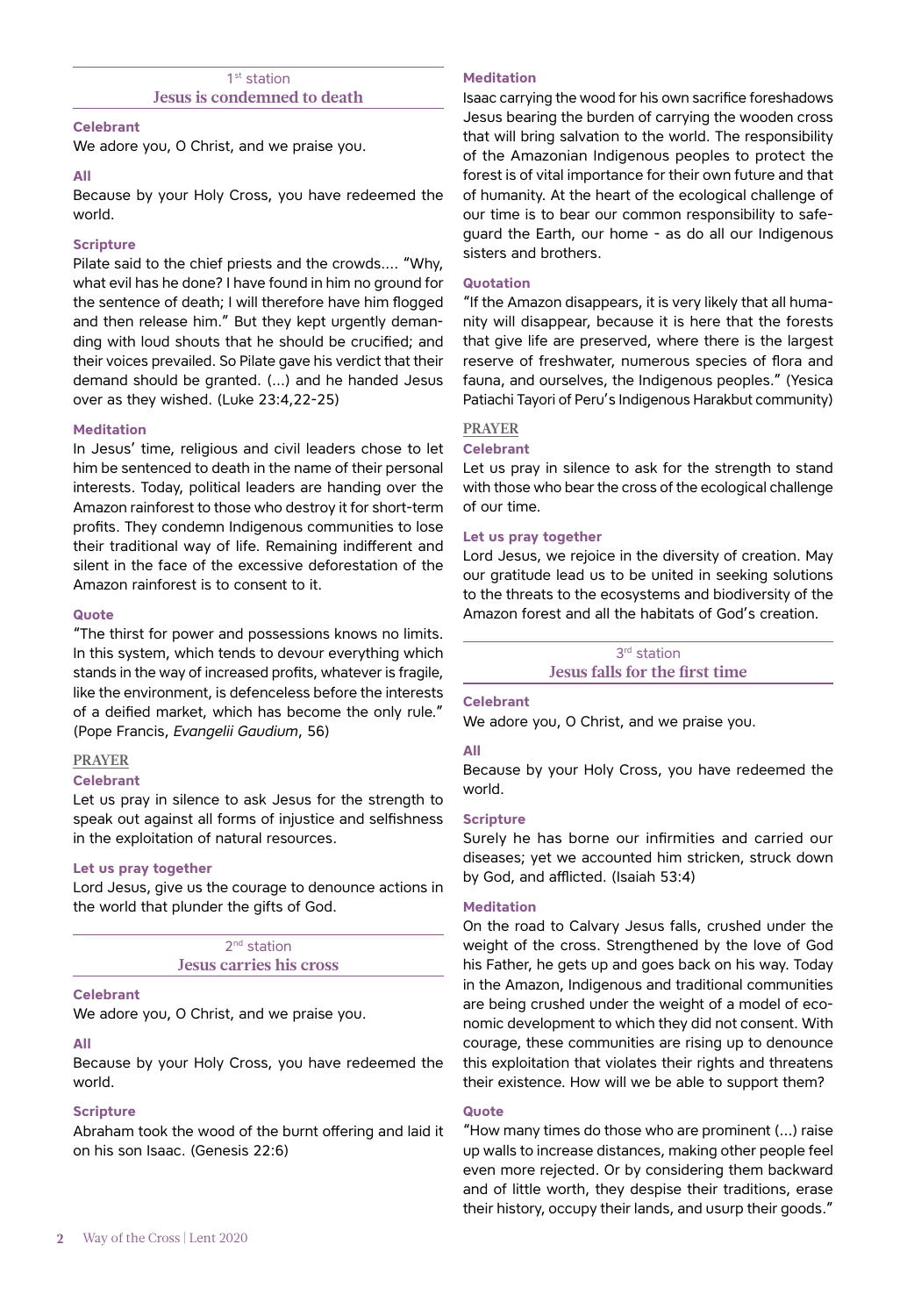## 1st station
## Jesus is condemned to death

**Celebrant**

We adore you, O Christ, and we praise you.

**All**

Because by your Holy Cross, you have redeemed the world.

**Scripture**

Pilate said to the chief priests and the crowds.... "Why, what evil has he done? I have found in him no ground for the sentence of death; I will therefore have him flogged and then release him." But they kept urgently demanding with loud shouts that he should be crucified; and their voices prevailed. So Pilate gave his verdict that their demand should be granted. (...) and he handed Jesus over as they wished. (Luke 23:4,22-25)

**Meditation**

In Jesus' time, religious and civil leaders chose to let him be sentenced to death in the name of their personal interests. Today, political leaders are handing over the Amazon rainforest to those who destroy it for short-term profits. They condemn Indigenous communities to lose their traditional way of life. Remaining indifferent and silent in the face of the excessive deforestation of the Amazon rainforest is to consent to it.

**Quote**

"The thirst for power and possessions knows no limits. In this system, which tends to devour everything which stands in the way of increased profits, whatever is fragile, like the environment, is defenceless before the interests of a deified market, which has become the only rule." (Pope Francis, *Evangelii Gaudium*, 56)

### PRAYER

**Celebrant**

Let us pray in silence to ask Jesus for the strength to speak out against all forms of injustice and selfishness in the exploitation of natural resources.

**Let us pray together**

Lord Jesus, give us the courage to denounce actions in the world that plunder the gifts of God.

## 2nd station
## Jesus carries his cross

**Celebrant**

We adore you, O Christ, and we praise you.

**All**

Because by your Holy Cross, you have redeemed the world.

**Scripture**

Abraham took the wood of the burnt offering and laid it on his son Isaac. (Genesis 22:6)

**Meditation**

Isaac carrying the wood for his own sacrifice foreshadows Jesus bearing the burden of carrying the wooden cross that will bring salvation to the world. The responsibility of the Amazonian Indigenous peoples to protect the forest is of vital importance for their own future and that of humanity. At the heart of the ecological challenge of our time is to bear our common responsibility to safeguard the Earth, our home - as do all our Indigenous sisters and brothers.

**Quotation**

"If the Amazon disappears, it is very likely that all humanity will disappear, because it is here that the forests that give life are preserved, where there is the largest reserve of freshwater, numerous species of flora and fauna, and ourselves, the Indigenous peoples." (Yesica Patiachi Tayori of Peru's Indigenous Harakbut community)

### PRAYER

**Celebrant**

Let us pray in silence to ask for the strength to stand with those who bear the cross of the ecological challenge of our time.

**Let us pray together**

Lord Jesus, we rejoice in the diversity of creation. May our gratitude lead us to be united in seeking solutions to the threats to the ecosystems and biodiversity of the Amazon forest and all the habitats of God's creation.

## 3rd station
## Jesus falls for the first time

**Celebrant**

We adore you, O Christ, and we praise you.

**All**

Because by your Holy Cross, you have redeemed the world.

**Scripture**

Surely he has borne our infirmities and carried our diseases; yet we accounted him stricken, struck down by God, and afflicted. (Isaiah 53:4)

**Meditation**

On the road to Calvary Jesus falls, crushed under the weight of the cross. Strengthened by the love of God his Father, he gets up and goes back on his way. Today in the Amazon, Indigenous and traditional communities are being crushed under the weight of a model of economic development to which they did not consent. With courage, these communities are rising up to denounce this exploitation that violates their rights and threatens their existence. How will we be able to support them?

**Quote**

"How many times do those who are prominent (...) raise up walls to increase distances, making other people feel even more rejected. Or by considering them backward and of little worth, they despise their traditions, erase their history, occupy their lands, and usurp their goods."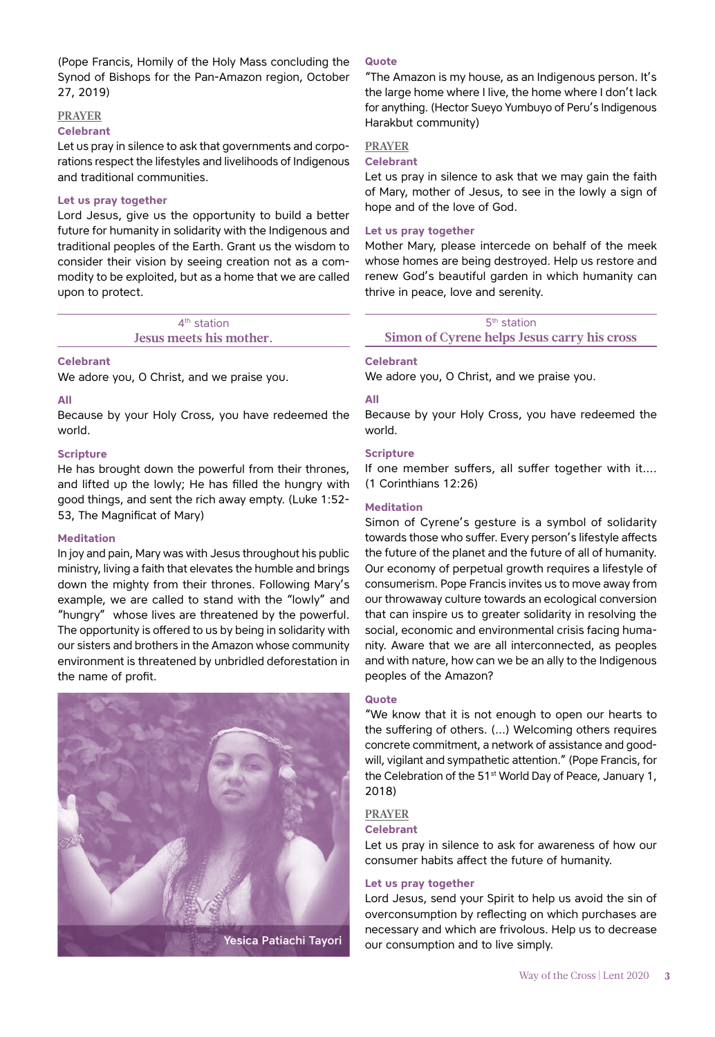(Pope Francis, Homily of the Holy Mass concluding the Synod of Bishops for the Pan-Amazon region, October 27, 2019)

PRAYER

**Celebrant**

Let us pray in silence to ask that governments and corporations respect the lifestyles and livelihoods of Indigenous and traditional communities.

**Let us pray together**

Lord Jesus, give us the opportunity to build a better future for humanity in solidarity with the Indigenous and traditional peoples of the Earth. Grant us the wisdom to consider their vision by seeing creation not as a commodity to be exploited, but as a home that we are called upon to protect.

## 4th station
## Jesus meets his mother.

**Celebrant**

We adore you, O Christ, and we praise you.

**All**

Because by your Holy Cross, you have redeemed the world.

**Scripture**

He has brought down the powerful from their thrones, and lifted up the lowly; He has filled the hungry with good things, and sent the rich away empty. (Luke 1:52-53, The Magnificat of Mary)

**Meditation**

In joy and pain, Mary was with Jesus throughout his public ministry, living a faith that elevates the humble and brings down the mighty from their thrones. Following Mary's example, we are called to stand with the "lowly" and "hungry" whose lives are threatened by the powerful. The opportunity is offered to us by being in solidarity with our sisters and brothers in the Amazon whose community environment is threatened by unbridled deforestation in the name of profit.

Yesica Patiachi Tayori

**Quote**

"The Amazon is my house, as an Indigenous person. It's the large home where I live, the home where I don't lack for anything. (Hector Sueyo Yumbuyo of Peru's Indigenous Harakbut community)

PRAYER

**Celebrant**

Let us pray in silence to ask that we may gain the faith of Mary, mother of Jesus, to see in the lowly a sign of hope and of the love of God.

**Let us pray together**

Mother Mary, please intercede on behalf of the meek whose homes are being destroyed. Help us restore and renew God's beautiful garden in which humanity can thrive in peace, love and serenity.

## 5th station
## Simon of Cyrene helps Jesus carry his cross

**Celebrant**

We adore you, O Christ, and we praise you.

**All**

Because by your Holy Cross, you have redeemed the world.

**Scripture**

If one member suffers, all suffer together with it.... (1 Corinthians 12:26)

**Meditation**

Simon of Cyrene's gesture is a symbol of solidarity towards those who suffer. Every person's lifestyle affects the future of the planet and the future of all of humanity. Our economy of perpetual growth requires a lifestyle of consumerism. Pope Francis invites us to move away from our throwaway culture towards an ecological conversion that can inspire us to greater solidarity in resolving the social, economic and environmental crisis facing humanity. Aware that we are all interconnected, as peoples and with nature, how can we be an ally to the Indigenous peoples of the Amazon?

**Quote**

"We know that it is not enough to open our hearts to the suffering of others. (...) Welcoming others requires concrete commitment, a network of assistance and goodwill, vigilant and sympathetic attention." (Pope Francis, for the Celebration of the 51st World Day of Peace, January 1, 2018)

PRAYER

**Celebrant**

Let us pray in silence to ask for awareness of how our consumer habits affect the future of humanity.

**Let us pray together**

Lord Jesus, send your Spirit to help us avoid the sin of overconsumption by reflecting on which purchases are necessary and which are frivolous. Help us to decrease our consumption and to live simply.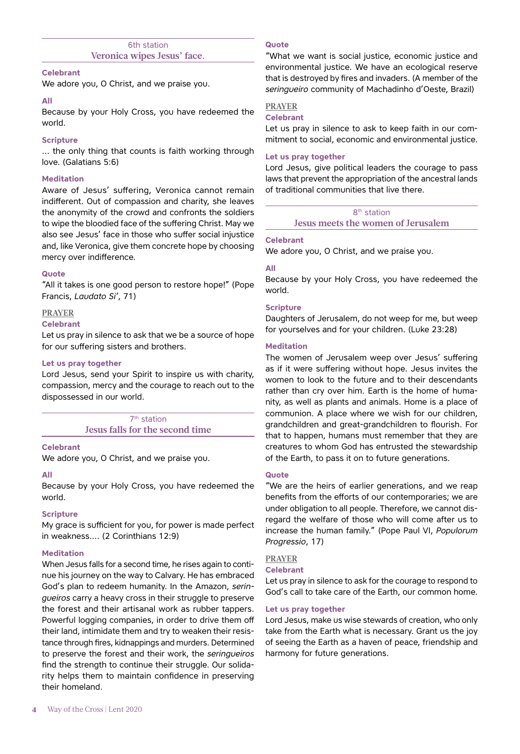## 6th station
## Veronica wipes Jesus' face.

**Celebrant**

We adore you, O Christ, and we praise you.

**All**

Because by your Holy Cross, you have redeemed the world.

**Scripture**

… the only thing that counts is faith working through love. (Galatians 5:6)

**Meditation**

Aware of Jesus' suffering, Veronica cannot remain indifferent. Out of compassion and charity, she leaves the anonymity of the crowd and confronts the soldiers to wipe the bloodied face of the suffering Christ. May we also see Jesus' face in those who suffer social injustice and, like Veronica, give them concrete hope by choosing mercy over indifference.

**Quote**

"All it takes is one good person to restore hope!" (Pope Francis, *Laudato Si'*, 71)

**PRAYER**

**Celebrant**

Let us pray in silence to ask that we be a source of hope for our suffering sisters and brothers.

**Let us pray together**

Lord Jesus, send your Spirit to inspire us with charity, compassion, mercy and the courage to reach out to the dispossessed in our world.

## 7th station
## Jesus falls for the second time

**Celebrant**

We adore you, O Christ, and we praise you.

**All**

Because by your Holy Cross, you have redeemed the world.

**Scripture**

My grace is sufficient for you, for power is made perfect in weakness…. (2 Corinthians 12:9)

**Meditation**

When Jesus falls for a second time, he rises again to continue his journey on the way to Calvary. He has embraced God's plan to redeem humanity. In the Amazon, *seringueiros* carry a heavy cross in their struggle to preserve the forest and their artisanal work as rubber tappers. Powerful logging companies, in order to drive them off their land, intimidate them and try to weaken their resistance through fires, kidnappings and murders. Determined to preserve the forest and their work, the *seringueiros* find the strength to continue their struggle. Our solidarity helps them to maintain confidence in preserving their homeland.

**Quote**

"What we want is social justice, economic justice and environmental justice. We have an ecological reserve that is destroyed by fires and invaders. (A member of the *seringueiro* community of Machadinho d'Oeste, Brazil)

**PRAYER**

**Celebrant**

Let us pray in silence to ask to keep faith in our commitment to social, economic and environmental justice.

**Let us pray together**

Lord Jesus, give political leaders the courage to pass laws that prevent the appropriation of the ancestral lands of traditional communities that live there.

## 8th station
## Jesus meets the women of Jerusalem

**Celebrant**

We adore you, O Christ, and we praise you.

**All**

Because by your Holy Cross, you have redeemed the world.

**Scripture**

Daughters of Jerusalem, do not weep for me, but weep for yourselves and for your children. (Luke 23:28)

**Meditation**

The women of Jerusalem weep over Jesus' suffering as if it were suffering without hope. Jesus invites the women to look to the future and to their descendants rather than cry over him. Earth is the home of humanity, as well as plants and animals. Home is a place of communion. A place where we wish for our children, grandchildren and great-grandchildren to flourish. For that to happen, humans must remember that they are creatures to whom God has entrusted the stewardship of the Earth, to pass it on to future generations.

**Quote**

"We are the heirs of earlier generations, and we reap benefits from the efforts of our contemporaries; we are under obligation to all people. Therefore, we cannot disregard the welfare of those who will come after us to increase the human family." (Pope Paul VI, *Populorum Progressio*, 17)

**PRAYER**

**Celebrant**

Let us pray in silence to ask for the courage to respond to God's call to take care of the Earth, our common home.

**Let us pray together**

Lord Jesus, make us wise stewards of creation, who only take from the Earth what is necessary. Grant us the joy of seeing the Earth as a haven of peace, friendship and harmony for future generations.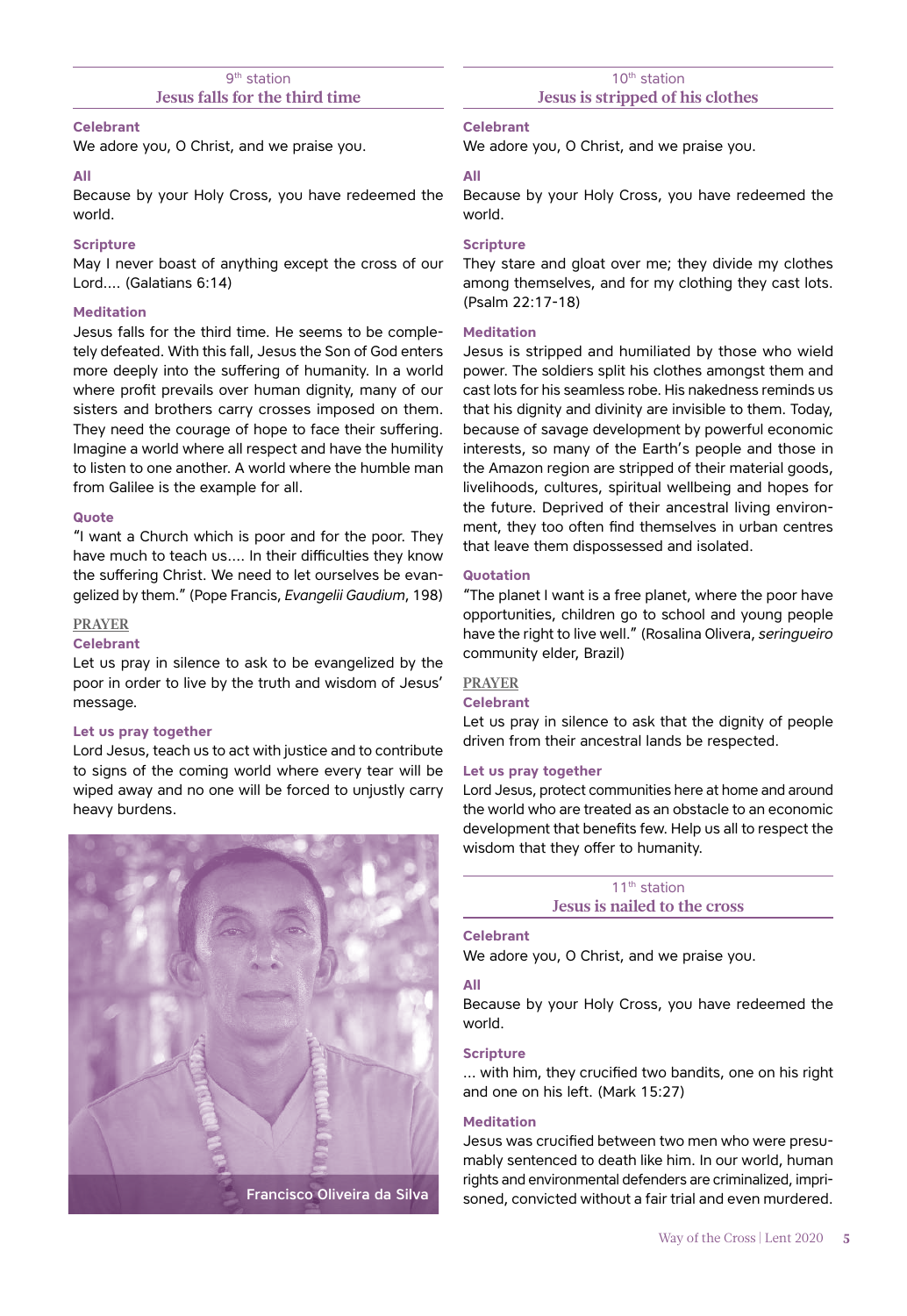## 9th station
## Jesus falls for the third time

**Celebrant**
We adore you, O Christ, and we praise you.

**All**
Because by your Holy Cross, you have redeemed the world.

**Scripture**
May I never boast of anything except the cross of our Lord.... (Galatians 6:14)

**Meditation**
Jesus falls for the third time. He seems to be completely defeated. With this fall, Jesus the Son of God enters more deeply into the suffering of humanity. In a world where profit prevails over human dignity, many of our sisters and brothers carry crosses imposed on them. They need the courage of hope to face their suffering. Imagine a world where all respect and have the humility to listen to one another. A world where the humble man from Galilee is the example for all.

**Quote**
"I want a Church which is poor and for the poor. They have much to teach us.... In their difficulties they know the suffering Christ. We need to let ourselves be evangelized by them." (Pope Francis, *Evangelii Gaudium*, 198)

PRAYER

**Celebrant**
Let us pray in silence to ask to be evangelized by the poor in order to live by the truth and wisdom of Jesus' message.

**Let us pray together**
Lord Jesus, teach us to act with justice and to contribute to signs of the coming world where every tear will be wiped away and no one will be forced to unjustly carry heavy burdens.

Francisco Oliveira da Silva

## 10th station
## Jesus is stripped of his clothes

**Celebrant**
We adore you, O Christ, and we praise you.

**All**
Because by your Holy Cross, you have redeemed the world.

**Scripture**
They stare and gloat over me; they divide my clothes among themselves, and for my clothing they cast lots. (Psalm 22:17-18)

**Meditation**
Jesus is stripped and humiliated by those who wield power. The soldiers split his clothes amongst them and cast lots for his seamless robe. His nakedness reminds us that his dignity and divinity are invisible to them. Today, because of savage development by powerful economic interests, so many of the Earth's people and those in the Amazon region are stripped of their material goods, livelihoods, cultures, spiritual wellbeing and hopes for the future. Deprived of their ancestral living environment, they too often find themselves in urban centres that leave them dispossessed and isolated.

**Quotation**
"The planet I want is a free planet, where the poor have opportunities, children go to school and young people have the right to live well." (Rosalina Olivera, *seringueiro* community elder, Brazil)

PRAYER

**Celebrant**
Let us pray in silence to ask that the dignity of people driven from their ancestral lands be respected.

**Let us pray together**
Lord Jesus, protect communities here at home and around the world who are treated as an obstacle to an economic development that benefits few. Help us all to respect the wisdom that they offer to humanity.

## 11th station
## Jesus is nailed to the cross

**Celebrant**
We adore you, O Christ, and we praise you.

**All**
Because by your Holy Cross, you have redeemed the world.

**Scripture**
... with him, they crucified two bandits, one on his right and one on his left. (Mark 15:27)

**Meditation**
Jesus was crucified between two men who were presumably sentenced to death like him. In our world, human rights and environmental defenders are criminalized, imprisoned, convicted without a fair trial and even murdered.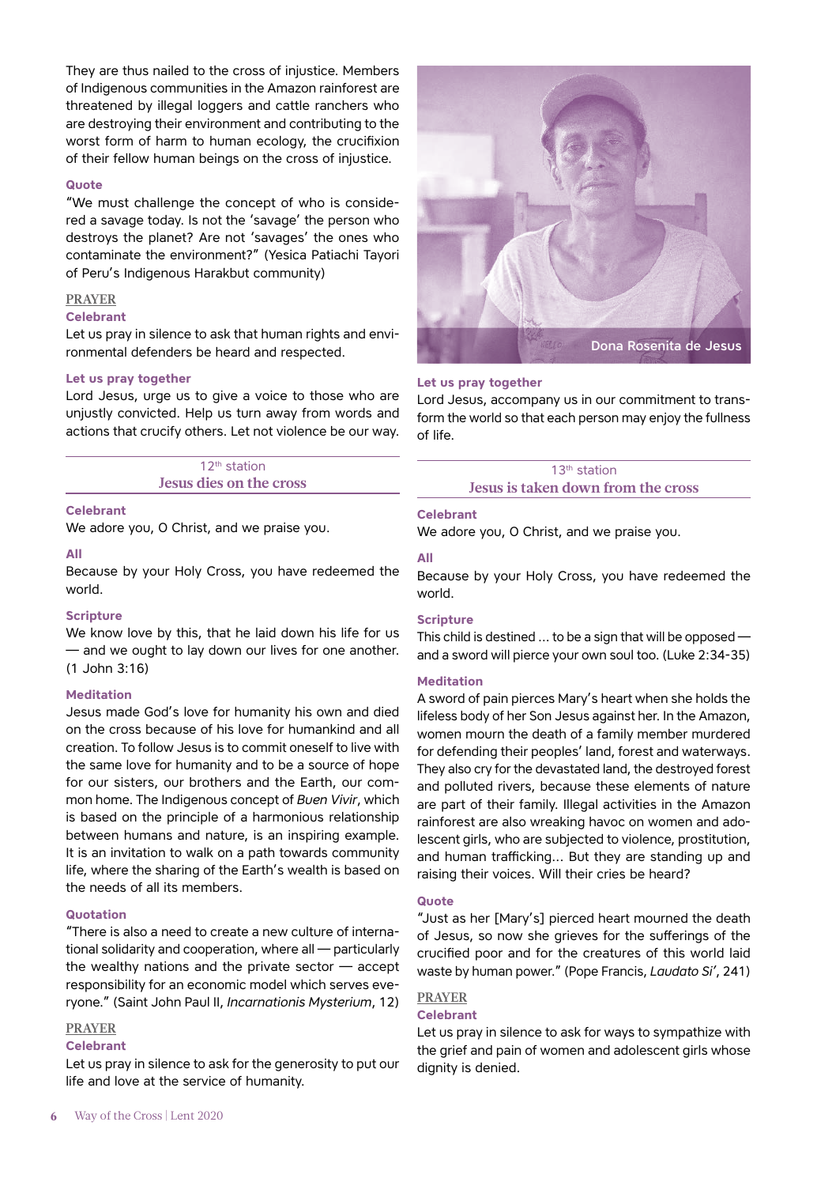They are thus nailed to the cross of injustice. Members of Indigenous communities in the Amazon rainforest are threatened by illegal loggers and cattle ranchers who are destroying their environment and contributing to the worst form of harm to human ecology, the crucifixion of their fellow human beings on the cross of injustice.

**Quote**

"We must challenge the concept of who is considered a savage today. Is not the 'savage' the person who destroys the planet? Are not 'savages' the ones who contaminate the environment?" (Yesica Patiachi Tayori of Peru's Indigenous Harakbut community)

**PRAYER**

**Celebrant**

Let us pray in silence to ask that human rights and environmental defenders be heard and respected.

**Let us pray together**

Lord Jesus, urge us to give a voice to those who are unjustly convicted. Help us turn away from words and actions that crucify others. Let not violence be our way.

## 12th station
## Jesus dies on the cross

**Celebrant**

We adore you, O Christ, and we praise you.

**All**

Because by your Holy Cross, you have redeemed the world.

**Scripture**

We know love by this, that he laid down his life for us — and we ought to lay down our lives for one another. (1 John 3:16)

**Meditation**

Jesus made God's love for humanity his own and died on the cross because of his love for humankind and all creation. To follow Jesus is to commit oneself to live with the same love for humanity and to be a source of hope for our sisters, our brothers and the Earth, our common home. The Indigenous concept of *Buen Vivir*, which is based on the principle of a harmonious relationship between humans and nature, is an inspiring example. It is an invitation to walk on a path towards community life, where the sharing of the Earth's wealth is based on the needs of all its members.

**Quotation**

"There is also a need to create a new culture of international solidarity and cooperation, where all — particularly the wealthy nations and the private sector — accept responsibility for an economic model which serves everyone." (Saint John Paul II, *Incarnationis Mysterium*, 12)

**PRAYER**

**Celebrant**

Let us pray in silence to ask for the generosity to put our life and love at the service of humanity.

Dona Rosenita de Jesus

**Let us pray together**

Lord Jesus, accompany us in our commitment to transform the world so that each person may enjoy the fullness of life.

## 13th station
## Jesus is taken down from the cross

**Celebrant**

We adore you, O Christ, and we praise you.

**All**

Because by your Holy Cross, you have redeemed the world.

**Scripture**

This child is destined ... to be a sign that will be opposed — and a sword will pierce your own soul too. (Luke 2:34-35)

**Meditation**

A sword of pain pierces Mary's heart when she holds the lifeless body of her Son Jesus against her. In the Amazon, women mourn the death of a family member murdered for defending their peoples' land, forest and waterways. They also cry for the devastated land, the destroyed forest and polluted rivers, because these elements of nature are part of their family. Illegal activities in the Amazon rainforest are also wreaking havoc on women and adolescent girls, who are subjected to violence, prostitution, and human trafficking... But they are standing up and raising their voices. Will their cries be heard?

**Quote**

"Just as her [Mary's] pierced heart mourned the death of Jesus, so now she grieves for the sufferings of the crucified poor and for the creatures of this world laid waste by human power." (Pope Francis, *Laudato Si'*, 241)

**PRAYER**

**Celebrant**

Let us pray in silence to ask for ways to sympathize with the grief and pain of women and adolescent girls whose dignity is denied.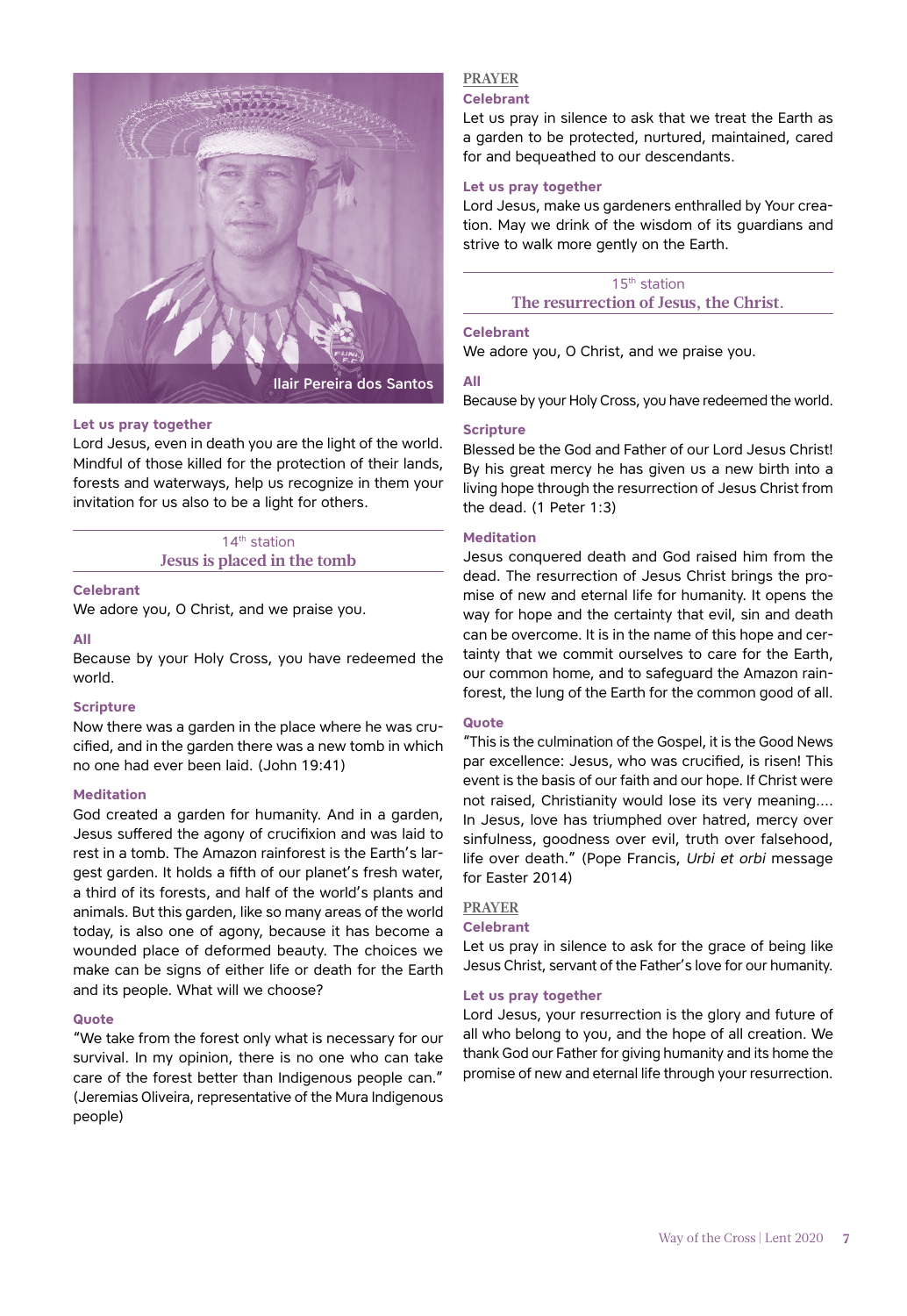Ilair Pereira dos Santos

**Let us pray together**

Lord Jesus, even in death you are the light of the world. Mindful of those killed for the protection of their lands, forests and waterways, help us recognize in them your invitation for us also to be a light for others.

## 14th station
## Jesus is placed in the tomb

**Celebrant**

We adore you, O Christ, and we praise you.

**All**

Because by your Holy Cross, you have redeemed the world.

**Scripture**

Now there was a garden in the place where he was crucified, and in the garden there was a new tomb in which no one had ever been laid. (John 19:41)

**Meditation**

God created a garden for humanity. And in a garden, Jesus suffered the agony of crucifixion and was laid to rest in a tomb. The Amazon rainforest is the Earth's largest garden. It holds a fifth of our planet's fresh water, a third of its forests, and half of the world's plants and animals. But this garden, like so many areas of the world today, is also one of agony, because it has become a wounded place of deformed beauty. The choices we make can be signs of either life or death for the Earth and its people. What will we choose?

**Quote**

"We take from the forest only what is necessary for our survival. In my opinion, there is no one who can take care of the forest better than Indigenous people can." (Jeremias Oliveira, representative of the Mura Indigenous people)

### PRAYER

**Celebrant**

Let us pray in silence to ask that we treat the Earth as a garden to be protected, nurtured, maintained, cared for and bequeathed to our descendants.

**Let us pray together**

Lord Jesus, make us gardeners enthralled by Your creation. May we drink of the wisdom of its guardians and strive to walk more gently on the Earth.

## 15th station
## The resurrection of Jesus, the Christ.

**Celebrant**

We adore you, O Christ, and we praise you.

**All**

Because by your Holy Cross, you have redeemed the world.

**Scripture**

Blessed be the God and Father of our Lord Jesus Christ! By his great mercy he has given us a new birth into a living hope through the resurrection of Jesus Christ from the dead. (1 Peter 1:3)

**Meditation**

Jesus conquered death and God raised him from the dead. The resurrection of Jesus Christ brings the promise of new and eternal life for humanity. It opens the way for hope and the certainty that evil, sin and death can be overcome. It is in the name of this hope and certainty that we commit ourselves to care for the Earth, our common home, and to safeguard the Amazon rainforest, the lung of the Earth for the common good of all.

**Quote**

"This is the culmination of the Gospel, it is the Good News par excellence: Jesus, who was crucified, is risen! This event is the basis of our faith and our hope. If Christ were not raised, Christianity would lose its very meaning.... In Jesus, love has triumphed over hatred, mercy over sinfulness, goodness over evil, truth over falsehood, life over death." (Pope Francis, *Urbi et orbi* message for Easter 2014)

### PRAYER

**Celebrant**

Let us pray in silence to ask for the grace of being like Jesus Christ, servant of the Father's love for our humanity.

**Let us pray together**

Lord Jesus, your resurrection is the glory and future of all who belong to you, and the hope of all creation. We thank God our Father for giving humanity and its home the promise of new and eternal life through your resurrection.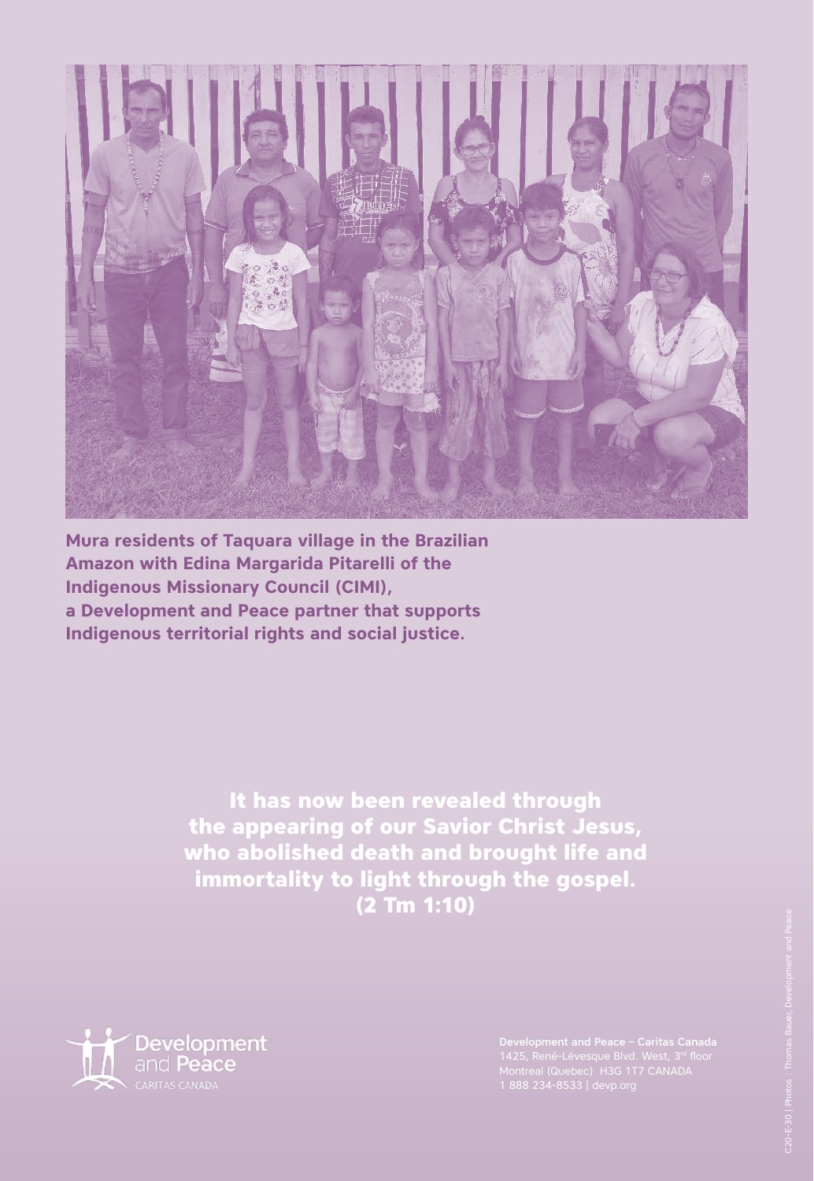**Mura residents of Taquara village in the Brazilian Amazon with Edina Margarida Pitarelli of the Indigenous Missionary Council (CIMI), a Development and Peace partner that supports Indigenous territorial rights and social justice.**

**It has now been revealed through the appearing of our Savior Christ Jesus, who abolished death and brought life and immortality to light through the gospel. (2 Tm 1:10)**

Development and Peace
CARITAS CANADA

**Development and Peace – Caritas Canada**
1425, René-Lévesque Blvd. West, 3rd floor
Montreal (Quebec) H3G 1T7 CANADA
1 888 234-8533 | devp.org

C20-E-30 | Photos : Thomas Bauer, Development and Peace